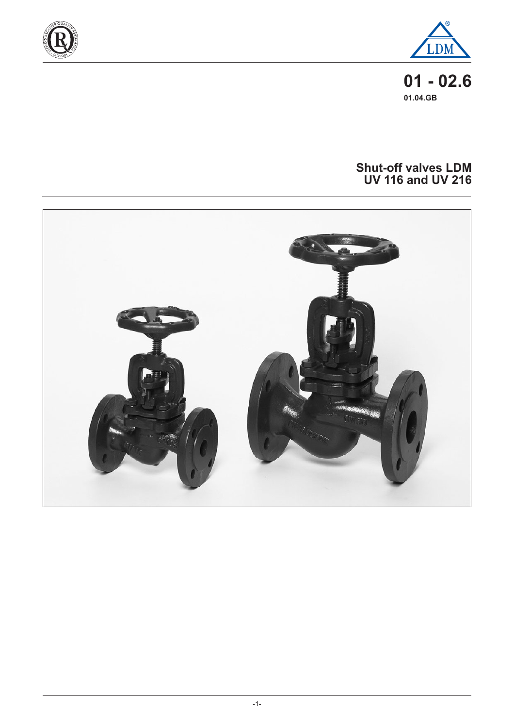**01 - 02.6**

**01.04.GB**

# Shut-off valves LDM UV 116 and UV 216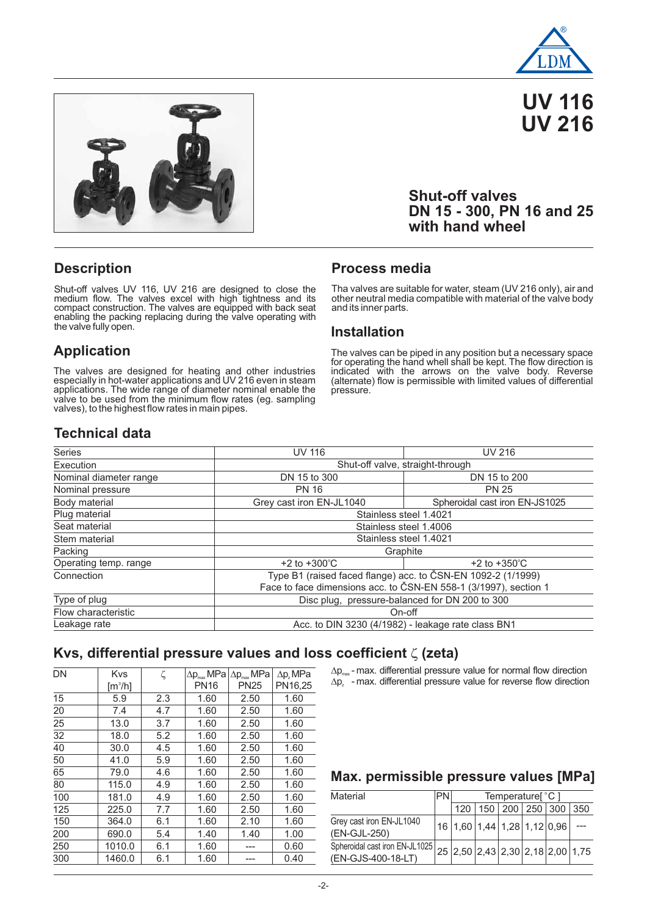# UV 116
# UV 216

## Shut-off valves DN 15 - 300, PN 16 and 25 with hand wheel

## Description

Shut-off valves UV 116, UV 216 are designed to close the medium flow. The valves excel with high tightness and its compact construction. The valves are equipped with back seat enabling the packing replacing during the valve operating with the valve fully open.

## Application

The valves are designed for heating and other industries especially in hot-water applications and UV 216 even in steam applications. The wide range of diameter nominal enable the valve to be used from the minimum flow rates (eg. sampling valves), to the highest flow rates in main pipes.

## Process media

Tha valves are suitable for water, steam (UV 216 only), air and other neutral media compatible with material of the valve body and its inner parts.

## Installation

The valves can be piped in any position but a necessary space for operating the hand wheel shall be kept. The flow direction is indicated with the arrows on the valve body. Reverse (alternate) flow is permissible with limited values of differential pressure.

## Technical data

| Series | UV 116 | UV 216 |
|---|---|---|
| Execution | Shut-off valve, straight-through | |
| Nominal diameter range | DN 15 to 300 | DN 15 to 200 |
| Nominal pressure | PN 16 | PN 25 |
| Body material | Grey cast iron EN-JL1040 | Spheroidal cast iron EN-JS1025 |
| Plug material | Stainless steel 1.4021 | |
| Seat material | Stainless steel 1.4006 | |
| Stem material | Stainless steel 1.4021 | |
| Packing | Graphite | |
| Operating temp. range | +2 to +300°C | +2 to +350°C |
| Connection | Type B1 (raised faced flange) acc. to ČSN-EN 1092-2 (1/1999) Face to face dimensions acc. to ČSN-EN 558-1 (3/1997), section 1 | |
| Type of plug | Disc plug, pressure-balanced for DN 200 to 300 | |
| Flow characteristic | On-off | |
| Leakage rate | Acc. to DIN 3230 (4/1982) - leakage rate class BN1 | |

## Kvs, differential pressure values and loss coefficient ζ (zeta)

| DN | Kvs [m³/h] | ζ | $\Delta p_{max}$ MPa PN16 | $\Delta p_{max}$ MPa PN25 | $\Delta p_z$ MPa PN16,25 |
|---|---|---|---|---|---|
| 15 | 5.9 | 2.3 | 1.60 | 2.50 | 1.60 |
| 20 | 7.4 | 4.7 | 1.60 | 2.50 | 1.60 |
| 25 | 13.0 | 3.7 | 1.60 | 2.50 | 1.60 |
| 32 | 18.0 | 5.2 | 1.60 | 2.50 | 1.60 |
| 40 | 30.0 | 4.5 | 1.60 | 2.50 | 1.60 |
| 50 | 41.0 | 5.9 | 1.60 | 2.50 | 1.60 |
| 65 | 79.0 | 4.6 | 1.60 | 2.50 | 1.60 |
| 80 | 115.0 | 4.9 | 1.60 | 2.50 | 1.60 |
| 100 | 181.0 | 4.9 | 1.60 | 2.50 | 1.60 |
| 125 | 225.0 | 7.7 | 1.60 | 2.50 | 1.60 |
| 150 | 364.0 | 6.1 | 1.60 | 2.10 | 1.60 |
| 200 | 690.0 | 5.4 | 1.40 | 1.40 | 1.00 |
| 250 | 1010.0 | 6.1 | 1.60 | --- | 0.60 |
| 300 | 1460.0 | 6.1 | 1.60 | --- | 0.40 |

$\Delta p_{max}$ - max. differential pressure value for normal flow direction
$\Delta p_z$ - max. differential pressure value for reverse flow direction

## Max. permissible pressure values [MPa]

| Material | PN | Temperature[°C] | | | | | |
|---|---|---|---|---|---|---|---|
| | | 120 | 150 | 200 | 250 | 300 | 350 |
| Grey cast iron EN-JL1040 (EN-GJL-250) | 16 | 1,60 | 1,44 | 1,28 | 1,12 | 0,96 | --- |
| Spheroidal cast iron EN-JL1025 (EN-GJS-400-18-LT) | 25 | 2,50 | 2,43 | 2,30 | 2,18 | 2,00 | 1,75 |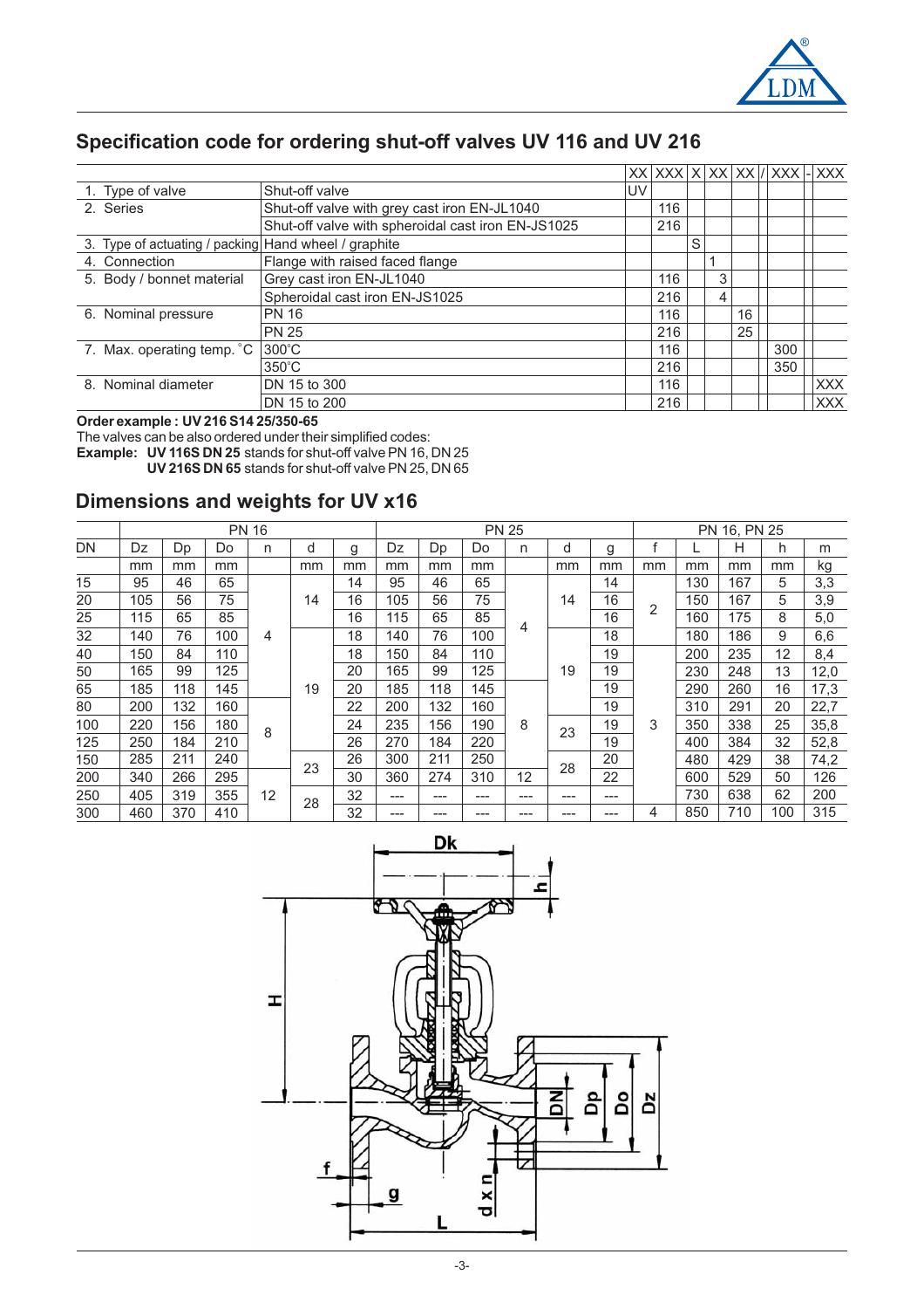## Specification code for ordering shut-off valves UV 116 and UV 216

| | | XX | XXX | X | XX | XX | / | XXX | - | XXX |
|---|---|---|---|---|---|---|---|---|---|---|
| 1. Type of valve | Shut-off valve | UV | | | | | | | | |
| 2. Series | Shut-off valve with grey cast iron EN-JL1040 | | 116 | | | | | | | |
| | Shut-off valve with spheroidal cast iron EN-JS1025 | | 216 | | | | | | | |
| 3. Type of actuating / packing | Hand wheel / graphite | | | S | | | | | | |
| 4. Connection | Flange with raised faced flange | | | | 1 | | | | | |
| 5. Body / bonnet material | Grey cast iron EN-JL1040 | | 116 | | 3 | | | | | |
| | Spheroidal cast iron EN-JS1025 | | 216 | | 4 | | | | | |
| 6. Nominal pressure | PN 16 | | 116 | | | 16 | | | | |
| | PN 25 | | 216 | | | 25 | | | | |
| 7. Max. operating temp. °C | 300°C | | 116 | | | | | 300 | | |
| | 350°C | | 216 | | | | | 350 | | |
| 8. Nominal diameter | DN 15 to 300 | | 116 | | | | | | | XXX |
| | DN 15 to 200 | | 216 | | | | | | | XXX |

**Order example : UV 216 S14 25/350-65**

The valves can be also ordered under their simplified codes:

**Example: UV 116S DN 25** stands for shut-off valve PN 16, DN 25

**UV 216S DN 65** stands for shut-off valve PN 25, DN 65

## Dimensions and weights for UV x16

| | PN 16 | | | | | | PN 25 | | | | | | PN 16, PN 25 | | | | |
|---|---|---|---|---|---|---|---|---|---|---|---|---|---|---|---|---|---|
| DN | Dz | Dp | Do | n | d | g | Dz | Dp | Do | n | d | g | f | L | H | h | m |
| | mm | mm | mm | | mm | mm | mm | mm | mm | | mm | mm | mm | mm | mm | mm | kg |
| 15 | 95 | 46 | 65 | 4 | 14 | 14 | 95 | 46 | 65 | 4 | 14 | 14 | 2 | 130 | 167 | 5 | 3,3 |
| 20 | 105 | 56 | 75 | 4 | 14 | 16 | 105 | 56 | 75 | 4 | 14 | 16 | 2 | 150 | 167 | 5 | 3,9 |
| 25 | 115 | 65 | 85 | 4 | 14 | 16 | 115 | 65 | 85 | 4 | 14 | 16 | 2 | 160 | 175 | 8 | 5,0 |
| 32 | 140 | 76 | 100 | 4 | 19 | 18 | 140 | 76 | 100 | 4 | 19 | 18 | 2 | 180 | 186 | 9 | 6,6 |
| 40 | 150 | 84 | 110 | 4 | 19 | 18 | 150 | 84 | 110 | 4 | 19 | 19 | 3 | 200 | 235 | 12 | 8,4 |
| 50 | 165 | 99 | 125 | 4 | 19 | 20 | 165 | 99 | 125 | 4 | 19 | 19 | 3 | 230 | 248 | 13 | 12,0 |
| 65 | 185 | 118 | 145 | 4 | 19 | 20 | 185 | 118 | 145 | 8 | 19 | 19 | 3 | 290 | 260 | 16 | 17,3 |
| 80 | 200 | 132 | 160 | 8 | 19 | 22 | 200 | 132 | 160 | 8 | 19 | 19 | 3 | 310 | 291 | 20 | 22,7 |
| 100 | 220 | 156 | 180 | 8 | 19 | 24 | 235 | 156 | 190 | 8 | 23 | 19 | 3 | 350 | 338 | 25 | 35,8 |
| 125 | 250 | 184 | 210 | 8 | 19 | 26 | 270 | 184 | 220 | 8 | 23 | 19 | 3 | 400 | 384 | 32 | 52,8 |
| 150 | 285 | 211 | 240 | 8 | 23 | 26 | 300 | 211 | 250 | 8 | 28 | 20 | 3 | 480 | 429 | 38 | 74,2 |
| 200 | 340 | 266 | 295 | 12 | 23 | 30 | 360 | 274 | 310 | 12 | 28 | 22 | 3 | 600 | 529 | 50 | 126 |
| 250 | 405 | 319 | 355 | 12 | 28 | 32 | --- | --- | --- | --- | --- | --- | 3 | 730 | 638 | 62 | 200 |
| 300 | 460 | 370 | 410 | 12 | 28 | 32 | --- | --- | --- | --- | --- | --- | 4 | 850 | 710 | 100 | 315 |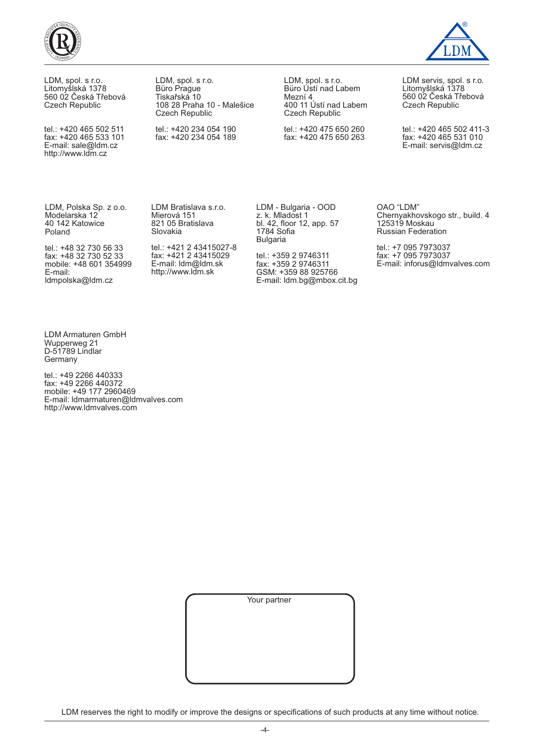LDM, spol. s r.o.
Litomyšlská 1378
560 02 Česká Třebová
Czech Republic

tel.: +420 465 502 511
fax: +420 465 533 101
E-mail: sale@ldm.cz
http://www.ldm.cz

LDM, spol. s r.o.
Büro Prague
Tiskařská 10
108 28 Praha 10 - Malešice
Czech Republic

tel.: +420 234 054 190
fax: +420 234 054 189

LDM, spol. s r.o.
Büro Ústí nad Labem
Mezní 4
400 11 Ústí nad Labem
Czech Republic

tel.: +420 475 650 260
fax: +420 475 650 263

LDM servis, spol. s r.o.
Litomyšlská 1378
560 02 Česká Třebová
Czech Republic

tel.: +420 465 502 411-3
fax: +420 465 531 010
E-mail: servis@ldm.cz

LDM, Polska Sp. z o.o.
Modelarska 12
40 142 Katowice
Poland

tel.: +48 32 730 56 33
fax: +48 32 730 52 33
mobile: +48 601 354999
E-mail:
ldmpolska@ldm.cz

LDM Bratislava s.r.o.
Mierová 151
821 05 Bratislava
Slovakia

tel.: +421 2 43415027-8
fax: +421 2 43415029
E-mail: ldm@ldm.sk
http://www.ldm.sk

LDM - Bulgaria - OOD
z. k. Mladost 1
bl. 42, floor 12, app. 57
1784 Sofia
Bulgaria

tel.: +359 2 9746311
fax: +359 2 9746311
GSM: +359 88 925766
E-mail: ldm.bg@mbox.cit.bg

OAO "LDM"
Chernyakhovskogo str., build. 4
125319 Moskau
Russian Federation

tel.: +7 095 7973037
fax: +7 095 7973037
E-mail: inforus@ldmvalves.com

LDM Armaturen GmbH
Wupperweg 21
D-51789 Lindlar
Germany

tel.: +49 2266 440333
fax: +49 2266 440372
mobile: +49 177 2960469
E-mail: ldmarmaturen@ldmvalves.com
http://www.ldmvalves.com

Your partner

LDM reserves the right to modify or improve the designs or specifications of such products at any time without notice.